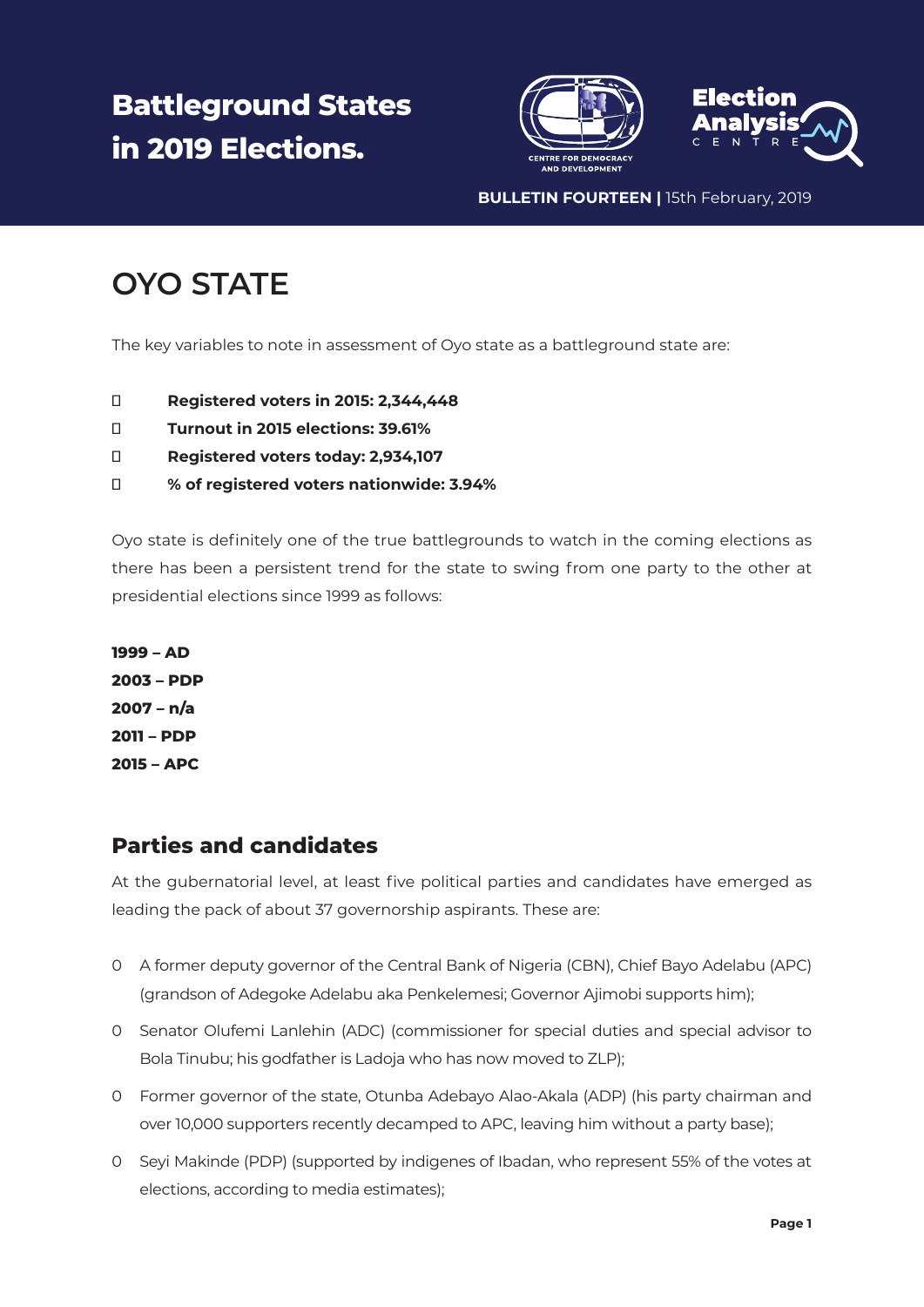# Battleground States in 2019 Elections.

CENTRE FOR DEMOCRACY AND DEVELOPMENT

Election Analysis CENTRE

**BULLETIN FOURTEEN |** 15th February, 2019

## OYO STATE

The key variables to note in assessment of Oyo state as a battleground state are:

- **Registered voters in 2015: 2,344,448**
- **Turnout in 2015 elections: 39.61%**
- **Registered voters today: 2,934,107**
- **% of registered voters nationwide: 3.94%**

Oyo state is definitely one of the true battlegrounds to watch in the coming elections as there has been a persistent trend for the state to swing from one party to the other at presidential elections since 1999 as follows:

**1999 – AD**
**2003 – PDP**
**2007 – n/a**
**2011 – PDP**
**2015 – APC**

### Parties and candidates

At the gubernatorial level, at least five political parties and candidates have emerged as leading the pack of about 37 governorship aspirants. These are:

- A former deputy governor of the Central Bank of Nigeria (CBN), Chief Bayo Adelabu (APC) (grandson of Adegoke Adelabu aka Penkelemesi; Governor Ajimobi supports him);
- Senator Olufemi Lanlehin (ADC) (commissioner for special duties and special advisor to Bola Tinubu; his godfather is Ladoja who has now moved to ZLP);
- Former governor of the state, Otunba Adebayo Alao-Akala (ADP) (his party chairman and over 10,000 supporters recently decamped to APC, leaving him without a party base);
- Seyi Makinde (PDP) (supported by indigenes of Ibadan, who represent 55% of the votes at elections, according to media estimates);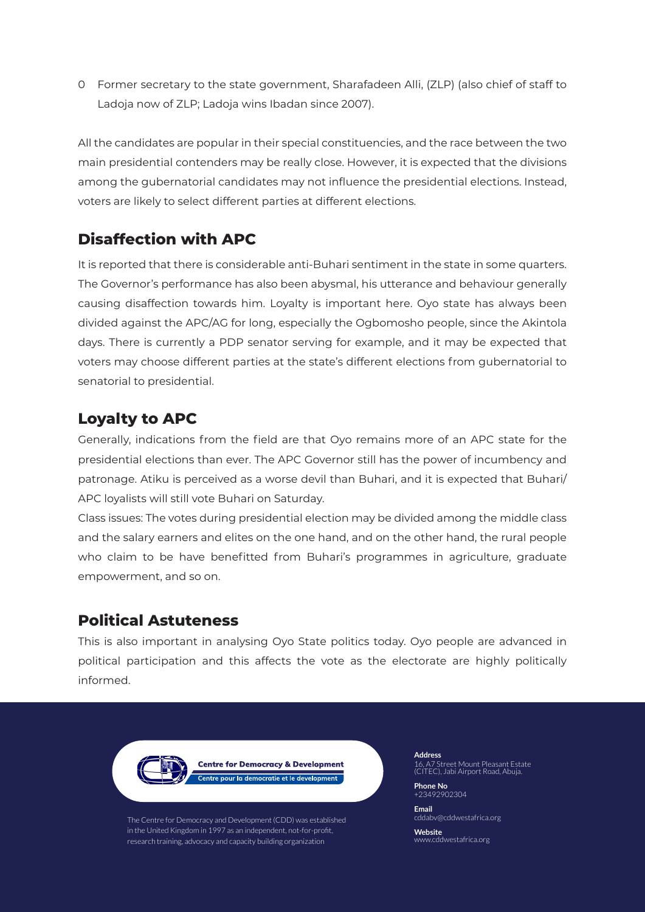o Former secretary to the state government, Sharafadeen Alli, (ZLP) (also chief of staff to Ladoja now of ZLP; Ladoja wins Ibadan since 2007).

All the candidates are popular in their special constituencies, and the race between the two main presidential contenders may be really close. However, it is expected that the divisions among the gubernatorial candidates may not influence the presidential elections. Instead, voters are likely to select different parties at different elections.

## Disaffection with APC

It is reported that there is considerable anti-Buhari sentiment in the state in some quarters. The Governor's performance has also been abysmal, his utterance and behaviour generally causing disaffection towards him. Loyalty is important here. Oyo state has always been divided against the APC/AG for long, especially the Ogbomosho people, since the Akintola days. There is currently a PDP senator serving for example, and it may be expected that voters may choose different parties at the state's different elections from gubernatorial to senatorial to presidential.

## Loyalty to APC

Generally, indications from the field are that Oyo remains more of an APC state for the presidential elections than ever. The APC Governor still has the power of incumbency and patronage. Atiku is perceived as a worse devil than Buhari, and it is expected that Buhari/APC loyalists will still vote Buhari on Saturday.

Class issues: The votes during presidential election may be divided among the middle class and the salary earners and elites on the one hand, and on the other hand, the rural people who claim to be have benefitted from Buhari's programmes in agriculture, graduate empowerment, and so on.

## Political Astuteness

This is also important in analysing Oyo State politics today. Oyo people are advanced in political participation and this affects the vote as the electorate are highly politically informed.

**Centre for Democracy & Development**
Centre pour la democratie et le development

The Centre for Democracy and Development (CDD) was established in the United Kingdom in 1997 as an independent, not-for-profit, research training, advocacy and capacity building organization

**Address**
16, A7 Street Mount Pleasant Estate (CITEC), Jabi Airport Road, Abuja.

**Phone No**
+23492902304

**Email**
cddabv@cddwestafrica.org

**Website**
www.cddwestafrica.org